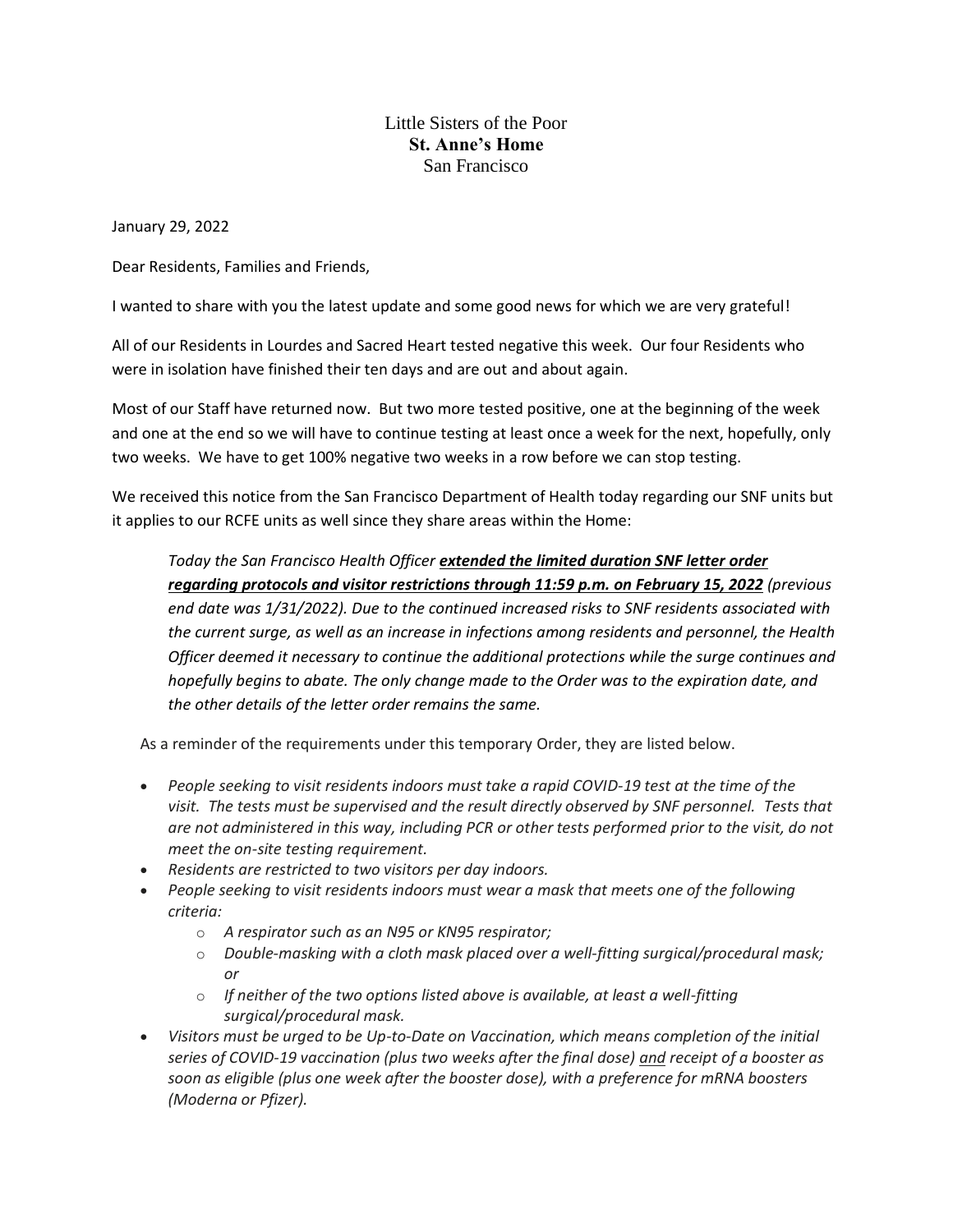Little Sisters of the Poor
**St. Anne's Home**
San Francisco

January 29, 2022

Dear Residents, Families and Friends,

I wanted to share with you the latest update and some good news for which we are very grateful!

All of our Residents in Lourdes and Sacred Heart tested negative this week. Our four Residents who were in isolation have finished their ten days and are out and about again.

Most of our Staff have returned now. But two more tested positive, one at the beginning of the week and one at the end so we will have to continue testing at least once a week for the next, hopefully, only two weeks. We have to get 100% negative two weeks in a row before we can stop testing.

We received this notice from the San Francisco Department of Health today regarding our SNF units but it applies to our RCFE units as well since they share areas within the Home:

> *Today the San Francisco Health Officer **<u>extended the limited duration SNF letter order regarding protocols and visitor restrictions through 11:59 p.m. on February 15, 2022</u>** (previous end date was 1/31/2022). Due to the continued increased risks to SNF residents associated with the current surge, as well as an increase in infections among residents and personnel, the Health Officer deemed it necessary to continue the additional protections while the surge continues and hopefully begins to abate. The only change made to the Order was to the expiration date, and the other details of the letter order remains the same.*

As a reminder of the requirements under this temporary Order, they are listed below.

- *People seeking to visit residents indoors must take a rapid COVID-19 test at the time of the visit. The tests must be supervised and the result directly observed by SNF personnel. Tests that are not administered in this way, including PCR or other tests performed prior to the visit, do not meet the on-site testing requirement.*
- *Residents are restricted to two visitors per day indoors.*
- *People seeking to visit residents indoors must wear a mask that meets one of the following criteria:*
  - *A respirator such as an N95 or KN95 respirator;*
  - *Double-masking with a cloth mask placed over a well-fitting surgical/procedural mask; or*
  - *If neither of the two options listed above is available, at least a well-fitting surgical/procedural mask.*
- *Visitors must be urged to be Up-to-Date on Vaccination, which means completion of the initial series of COVID-19 vaccination (plus two weeks after the final dose) <u>and</u> receipt of a booster as soon as eligible (plus one week after the booster dose), with a preference for mRNA boosters (Moderna or Pfizer).*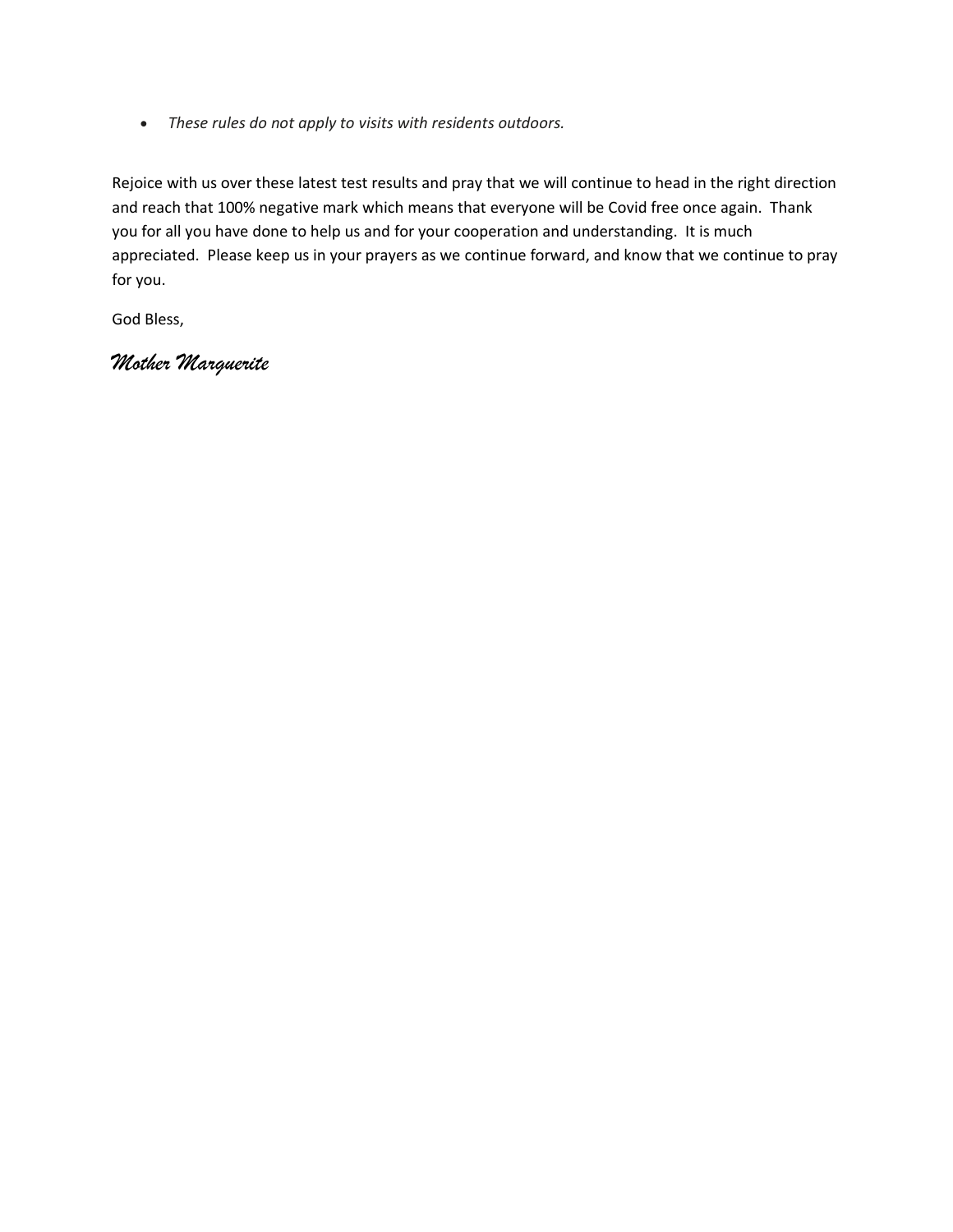- *These rules do not apply to visits with residents outdoors.*

Rejoice with us over these latest test results and pray that we will continue to head in the right direction and reach that 100% negative mark which means that everyone will be Covid free once again. Thank you for all you have done to help us and for your cooperation and understanding. It is much appreciated. Please keep us in your prayers as we continue forward, and know that we continue to pray for you.

God Bless,

*Mother Marguerite*